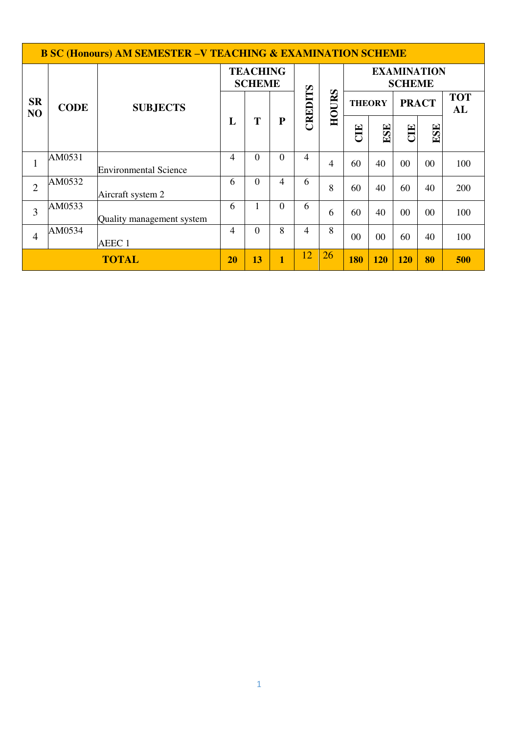| B SC (Honours) AM SEMESTER –V TEACHING & EXAMINATION SCHEME | | | | | | | | | | | | |
|---|---|---|---|---|---|---|---|---|---|---|---|---|
| SR NO | CODE | SUBJECTS | TEACHING SCHEME | | | CREDITS | HOURS | EXAMINATION SCHEME | | | | |
| | | | | | | | | THEORY | | PRACT | | TOTAL |
| | | | L | T | P | | | CIE | ESE | CIE | ESE | |
| 1 | AM0531 | Environmental Science | 4 | 0 | 0 | 4 | 4 | 60 | 40 | 00 | 00 | 100 |
| 2 | AM0532 | Aircraft system 2 | 6 | 0 | 4 | 6 | 8 | 60 | 40 | 60 | 40 | 200 |
| 3 | AM0533 | Quality management system | 6 | 1 | 0 | 6 | 6 | 60 | 40 | 00 | 00 | 100 |
| 4 | AM0534 | AEEC 1 | 4 | 0 | 8 | 4 | 8 | 00 | 00 | 60 | 40 | 100 |
| **TOTAL** | | | **20** | **13** | **1** | 12 | 26 | **180** | **120** | **120** | **80** | **500** |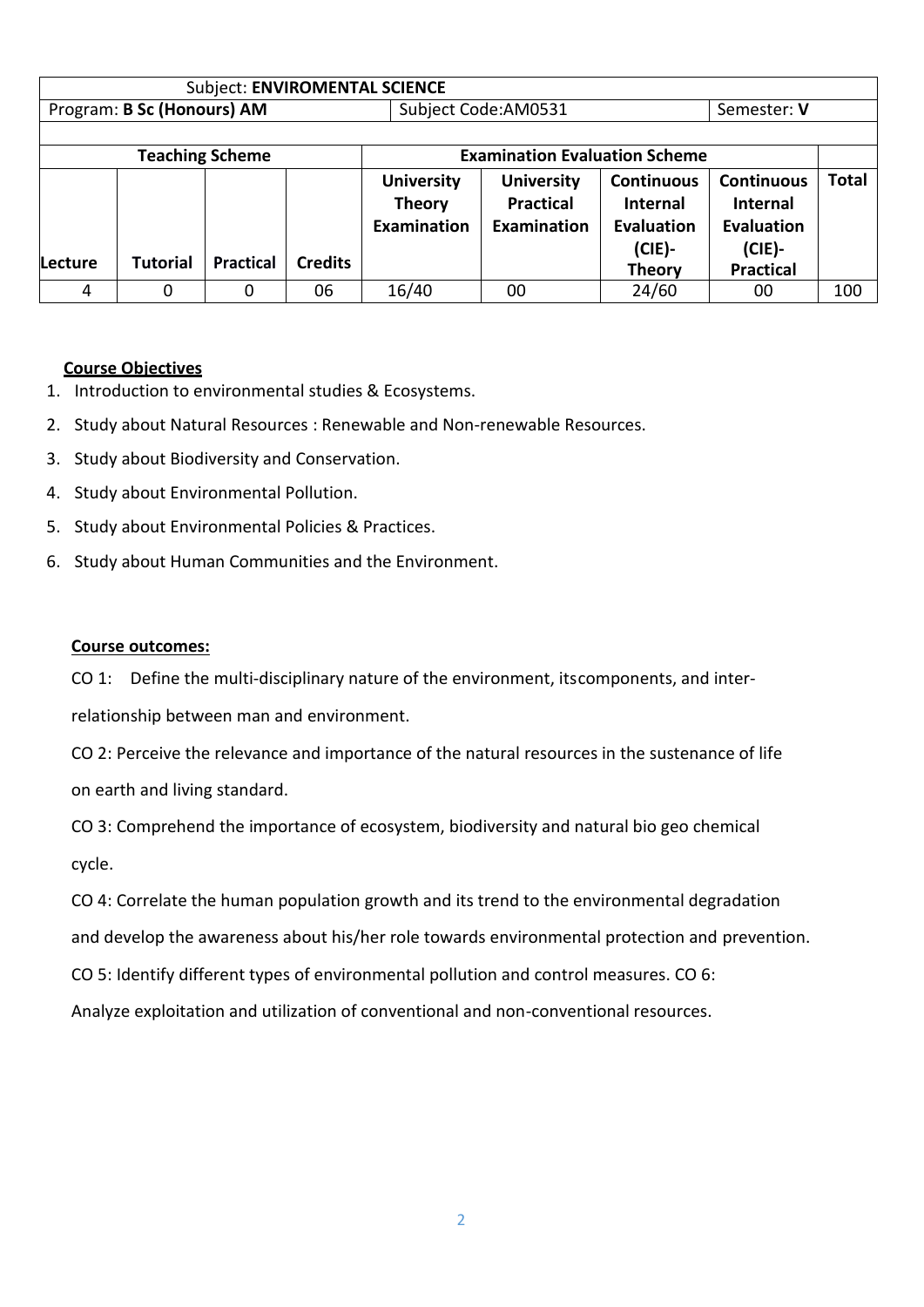| Subject: **ENVIROMENTAL SCIENCE** | | | | | | | | |
|---|---|---|---|---|---|---|---|---|
| Program: **B Sc (Honours) AM** | | | | Subject Code:AM0531 | | | Semester: **V** | |
| **Teaching Scheme** | | | | **Examination Evaluation Scheme** | | | | |
| **Lecture** | **Tutorial** | **Practical** | **Credits** | **University Theory Examination** | **University Practical Examination** | **Continuous Internal Evaluation (CIE)- Theory** | **Continuous Internal Evaluation (CIE)- Practical** | **Total** |
| 4 | 0 | 0 | 06 | 16/40 | 00 | 24/60 | 00 | 100 |

**Course Objectives**

1. Introduction to environmental studies & Ecosystems.
2. Study about Natural Resources : Renewable and Non-renewable Resources.
3. Study about Biodiversity and Conservation.
4. Study about Environmental Pollution.
5. Study about Environmental Policies & Practices.
6. Study about Human Communities and the Environment.

**Course outcomes:**

CO 1: Define the multi-disciplinary nature of the environment, itscomponents, and inter-relationship between man and environment.

CO 2: Perceive the relevance and importance of the natural resources in the sustenance of life on earth and living standard.

CO 3: Comprehend the importance of ecosystem, biodiversity and natural bio geo chemical cycle.

CO 4: Correlate the human population growth and its trend to the environmental degradation and develop the awareness about his/her role towards environmental protection and prevention.

CO 5: Identify different types of environmental pollution and control measures. CO 6: Analyze exploitation and utilization of conventional and non-conventional resources.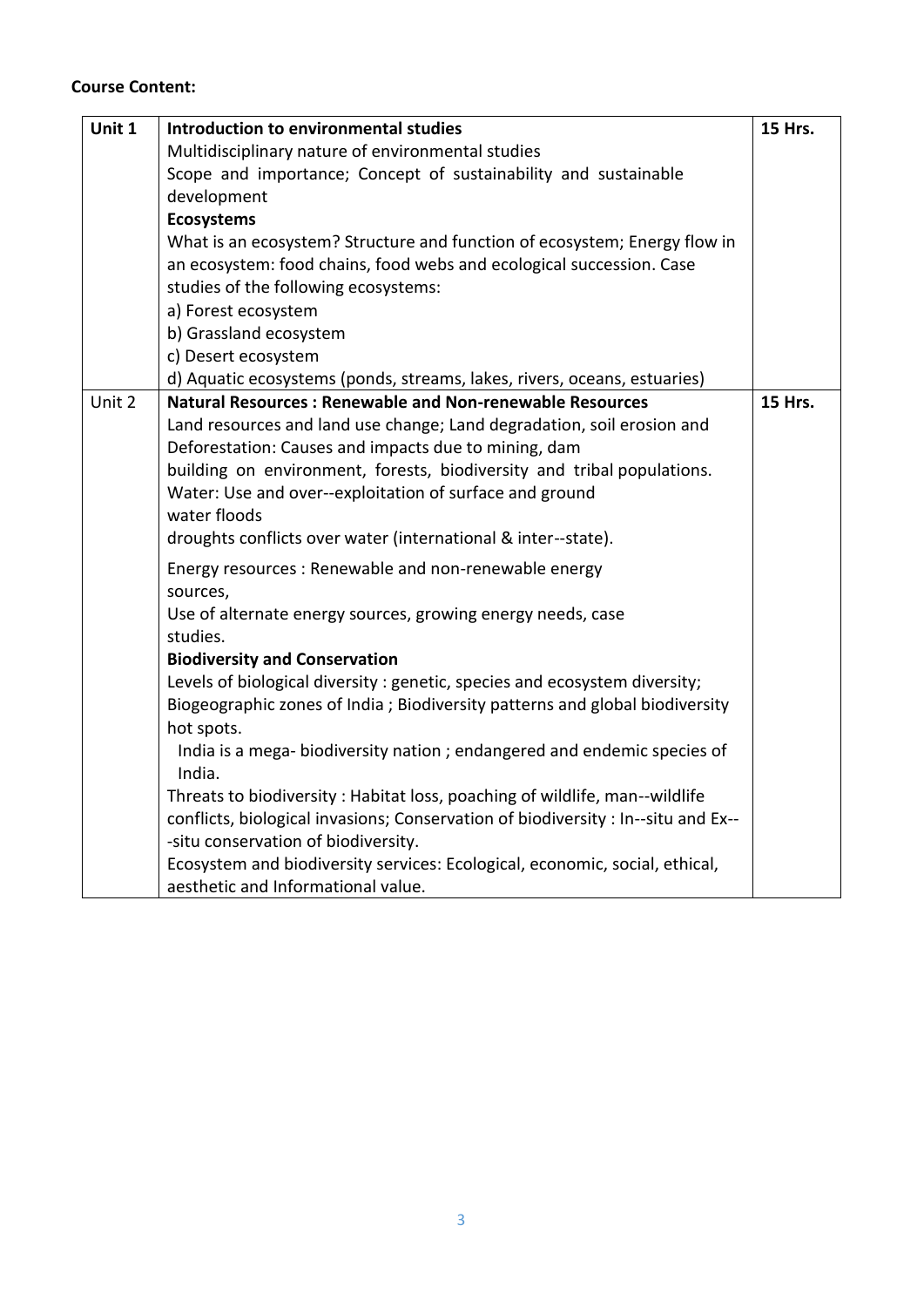**Course Content:**

| Unit 1 | **Introduction to environmental studies**<br>Multidisciplinary nature of environmental studies<br>Scope and importance; Concept of sustainability and sustainable development<br>**Ecosystems**<br>What is an ecosystem? Structure and function of ecosystem; Energy flow in an ecosystem: food chains, food webs and ecological succession. Case studies of the following ecosystems:<br>a) Forest ecosystem<br>b) Grassland ecosystem<br>c) Desert ecosystem<br>d) Aquatic ecosystems (ponds, streams, lakes, rivers, oceans, estuaries) | **15 Hrs.** |
|---|---|---|
| Unit 2 | **Natural Resources : Renewable and Non-renewable Resources**<br>Land resources and land use change; Land degradation, soil erosion and Deforestation: Causes and impacts due to mining, dam building on environment, forests, biodiversity and tribal populations.<br>Water: Use and over--exploitation of surface and ground water floods droughts conflicts over water (international & inter--state).<br>Energy resources : Renewable and non-renewable energy sources,<br>Use of alternate energy sources, growing energy needs, case studies.<br>**Biodiversity and Conservation**<br>Levels of biological diversity : genetic, species and ecosystem diversity;<br>Biogeographic zones of India ; Biodiversity patterns and global biodiversity hot spots.<br>India is a mega- biodiversity nation ; endangered and endemic species of India.<br>Threats to biodiversity : Habitat loss, poaching of wildlife, man--wildlife conflicts, biological invasions; Conservation of biodiversity : In--situ and Ex---situ conservation of biodiversity.<br>Ecosystem and biodiversity services: Ecological, economic, social, ethical, aesthetic and Informational value. | **15 Hrs.** |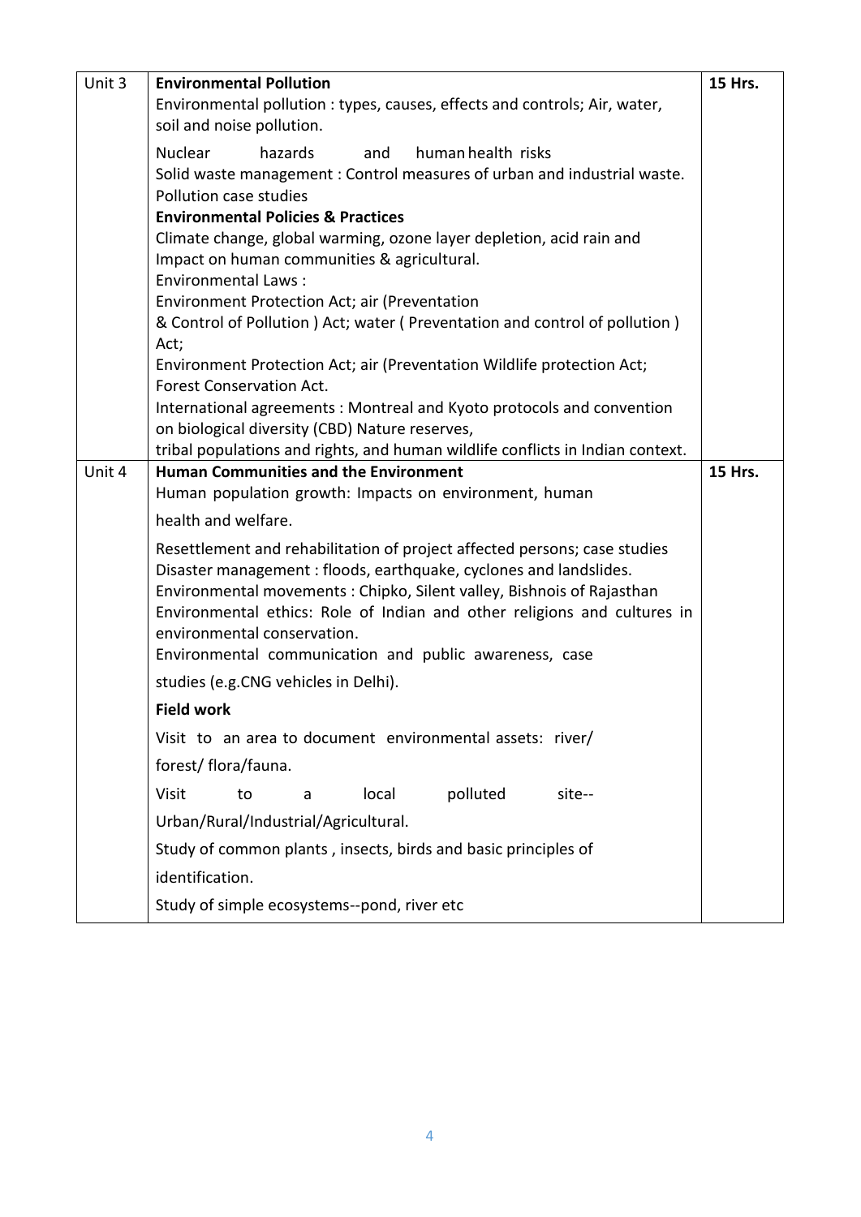| Unit 3 | **Environmental Pollution**<br>Environmental pollution : types, causes, effects and controls; Air, water, soil and noise pollution.<br>Nuclear hazards and human health risks<br>Solid waste management : Control measures of urban and industrial waste.<br>Pollution case studies<br>**Environmental Policies & Practices**<br>Climate change, global warming, ozone layer depletion, acid rain and Impact on human communities & agricultural.<br>Environmental Laws :<br>Environment Protection Act; air (Preventation & Control of Pollution ) Act; water ( Preventation and control of pollution ) Act;<br>Environment Protection Act; air (Preventation Wildlife protection Act; Forest Conservation Act.<br>International agreements : Montreal and Kyoto protocols and convention on biological diversity (CBD) Nature reserves,<br>tribal populations and rights, and human wildlife conflicts in Indian context. | **15 Hrs.** |
|---|---|---|
| Unit 4 | **Human Communities and the Environment**<br>Human population growth: Impacts on environment, human health and welfare.<br>Resettlement and rehabilitation of project affected persons; case studies<br>Disaster management : floods, earthquake, cyclones and landslides.<br>Environmental movements : Chipko, Silent valley, Bishnois of Rajasthan<br>Environmental ethics: Role of Indian and other religions and cultures in environmental conservation.<br>Environmental communication and public awareness, case studies (e.g.CNG vehicles in Delhi).<br>**Field work**<br>Visit to an area to document environmental assets: river/ forest/ flora/fauna.<br>Visit to a local polluted site--Urban/Rural/Industrial/Agricultural.<br>Study of common plants , insects, birds and basic principles of identification.<br>Study of simple ecosystems--pond, river etc | **15 Hrs.** |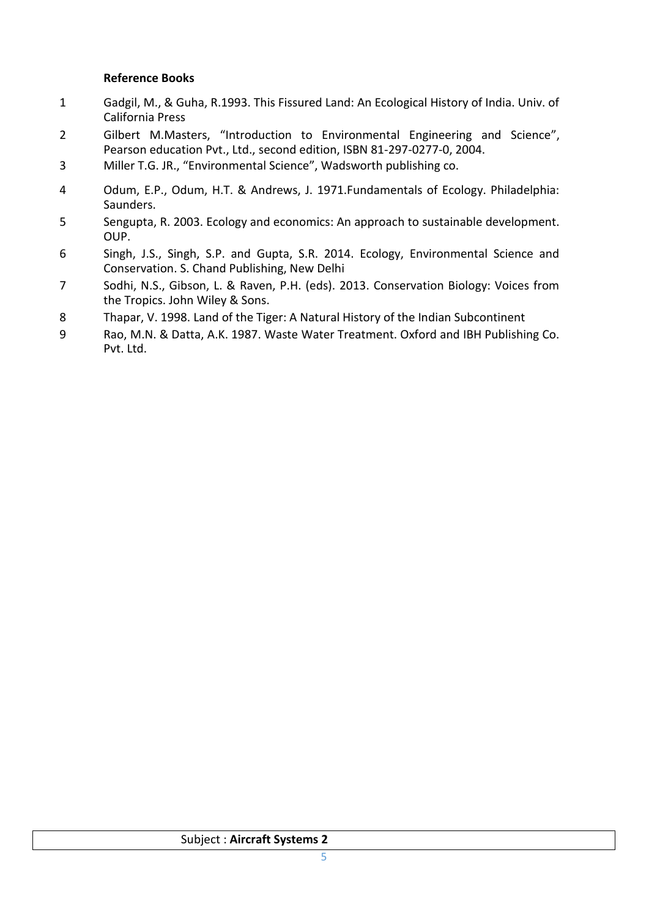**Reference Books**

1. Gadgil, M., & Guha, R.1993. This Fissured Land: An Ecological History of India. Univ. of California Press
2. Gilbert M.Masters, "Introduction to Environmental Engineering and Science", Pearson education Pvt., Ltd., second edition, ISBN 81-297-0277-0, 2004.
3. Miller T.G. JR., "Environmental Science", Wadsworth publishing co.
4. Odum, E.P., Odum, H.T. & Andrews, J. 1971.Fundamentals of Ecology. Philadelphia: Saunders.
5. Sengupta, R. 2003. Ecology and economics: An approach to sustainable development. OUP.
6. Singh, J.S., Singh, S.P. and Gupta, S.R. 2014. Ecology, Environmental Science and Conservation. S. Chand Publishing, New Delhi
7. Sodhi, N.S., Gibson, L. & Raven, P.H. (eds). 2013. Conservation Biology: Voices from the Tropics. John Wiley & Sons.
8. Thapar, V. 1998. Land of the Tiger: A Natural History of the Indian Subcontinent
9. Rao, M.N. & Datta, A.K. 1987. Waste Water Treatment. Oxford and IBH Publishing Co. Pvt. Ltd.

| Subject : **Aircraft Systems 2** |
|---|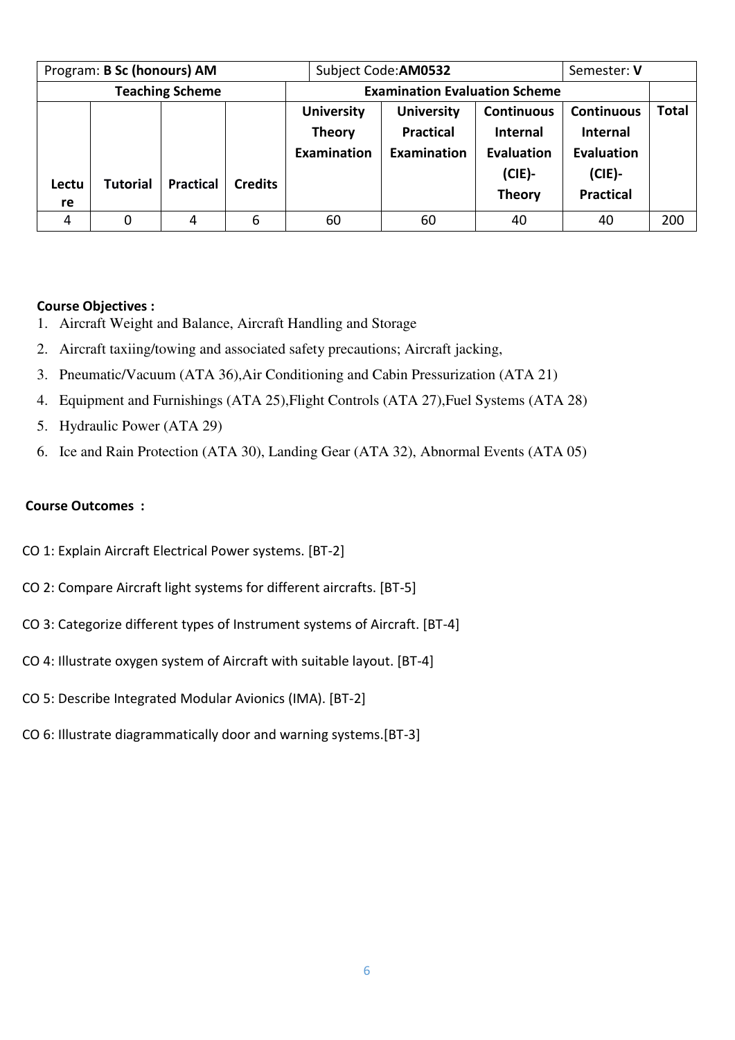| Program: **B Sc (honours) AM** | | | | Subject Code: **AM0532** | | | Semester: **V** | |
|---|---|---|---|---|---|---|---|---|
| **Teaching Scheme** | | | | **Examination Evaluation Scheme** | | | | |
| **Lecture** | **Tutorial** | **Practical** | **Credits** | **University Theory Examination** | **University Practical Examination** | **Continuous Internal Evaluation (CIE)- Theory** | **Continuous Internal Evaluation (CIE)- Practical** | **Total** |
| 4 | 0 | 4 | 6 | 60 | 60 | 40 | 40 | 200 |

**Course Objectives :**

1. Aircraft Weight and Balance, Aircraft Handling and Storage
2. Aircraft taxiing/towing and associated safety precautions; Aircraft jacking,
3. Pneumatic/Vacuum (ATA 36),Air Conditioning and Cabin Pressurization (ATA 21)
4. Equipment and Furnishings (ATA 25),Flight Controls (ATA 27),Fuel Systems (ATA 28)
5. Hydraulic Power (ATA 29)
6. Ice and Rain Protection (ATA 30), Landing Gear (ATA 32), Abnormal Events (ATA 05)

**Course Outcomes :**

CO 1: Explain Aircraft Electrical Power systems. [BT-2]

CO 2: Compare Aircraft light systems for different aircrafts. [BT-5]

CO 3: Categorize different types of Instrument systems of Aircraft. [BT-4]

CO 4: Illustrate oxygen system of Aircraft with suitable layout. [BT-4]

CO 5: Describe Integrated Modular Avionics (IMA). [BT-2]

CO 6: Illustrate diagrammatically door and warning systems.[BT-3]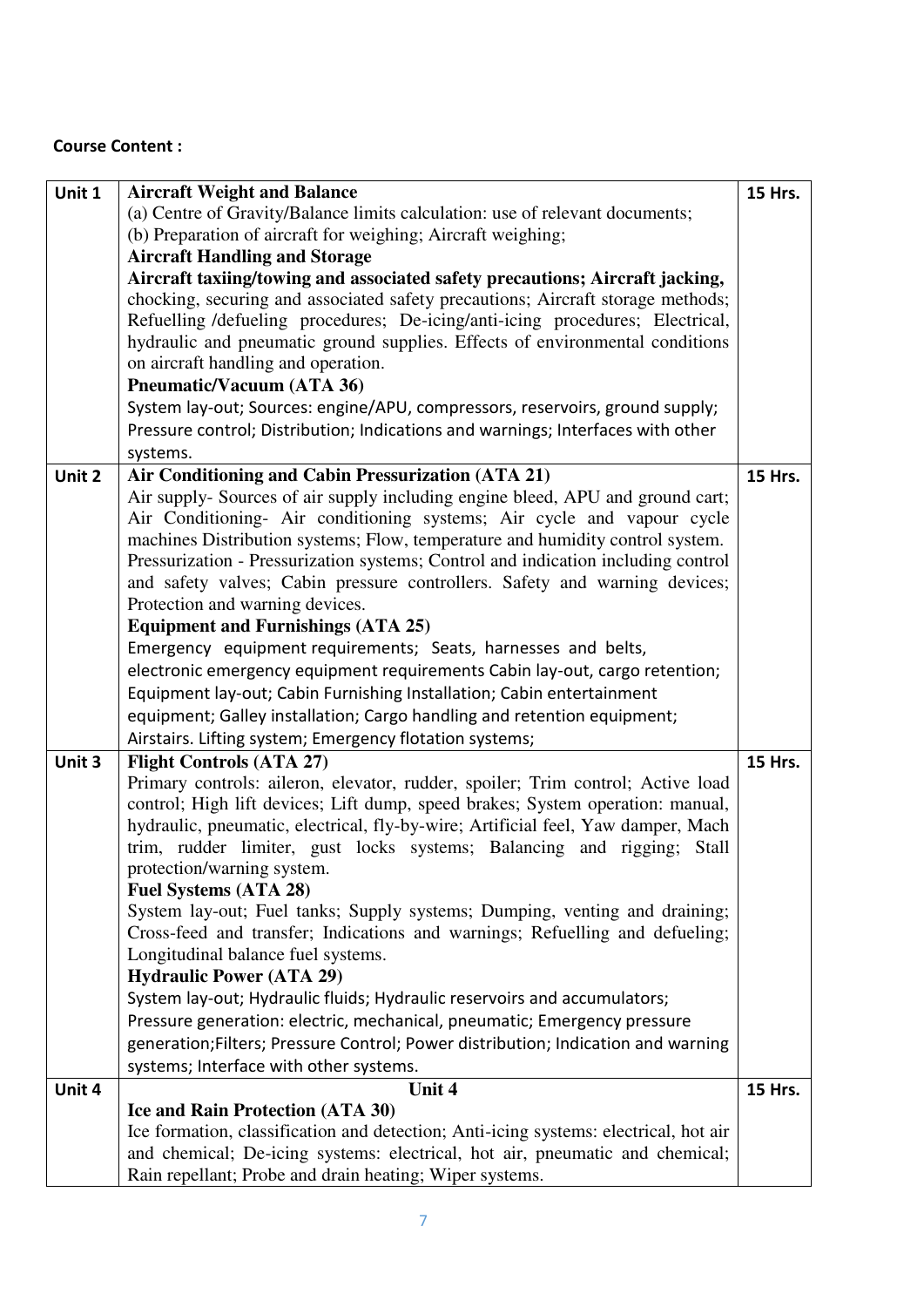**Course Content :**

| Unit 1 | **Aircraft Weight and Balance**<br>(a) Centre of Gravity/Balance limits calculation: use of relevant documents;<br>(b) Preparation of aircraft for weighing; Aircraft weighing;<br>**Aircraft Handling and Storage**<br>**Aircraft taxiing/towing and associated safety precautions; Aircraft jacking,** chocking, securing and associated safety precautions; Aircraft storage methods; Refuelling /defueling procedures; De-icing/anti-icing procedures; Electrical, hydraulic and pneumatic ground supplies. Effects of environmental conditions on aircraft handling and operation.<br>**Pneumatic/Vacuum (ATA 36)**<br>System lay-out; Sources: engine/APU, compressors, reservoirs, ground supply; Pressure control; Distribution; Indications and warnings; Interfaces with other systems. | 15 Hrs. |
|---|---|---|
| Unit 2 | **Air Conditioning and Cabin Pressurization (ATA 21)**<br>Air supply- Sources of air supply including engine bleed, APU and ground cart; Air Conditioning- Air conditioning systems; Air cycle and vapour cycle machines Distribution systems; Flow, temperature and humidity control system. Pressurization - Pressurization systems; Control and indication including control and safety valves; Cabin pressure controllers. Safety and warning devices; Protection and warning devices.<br>**Equipment and Furnishings (ATA 25)**<br>Emergency equipment requirements; Seats, harnesses and belts, electronic emergency equipment requirements Cabin lay-out, cargo retention; Equipment lay-out; Cabin Furnishing Installation; Cabin entertainment equipment; Galley installation; Cargo handling and retention equipment; Airstairs. Lifting system; Emergency flotation systems; | 15 Hrs. |
| Unit 3 | **Flight Controls (ATA 27)**<br>Primary controls: aileron, elevator, rudder, spoiler; Trim control; Active load control; High lift devices; Lift dump, speed brakes; System operation: manual, hydraulic, pneumatic, electrical, fly-by-wire; Artificial feel, Yaw damper, Mach trim, rudder limiter, gust locks systems; Balancing and rigging; Stall protection/warning system.<br>**Fuel Systems (ATA 28)**<br>System lay-out; Fuel tanks; Supply systems; Dumping, venting and draining; Cross-feed and transfer; Indications and warnings; Refuelling and defueling; Longitudinal balance fuel systems.<br>**Hydraulic Power (ATA 29)**<br>System lay-out; Hydraulic fluids; Hydraulic reservoirs and accumulators; Pressure generation: electric, mechanical, pneumatic; Emergency pressure generation;Filters; Pressure Control; Power distribution; Indication and warning systems; Interface with other systems. | 15 Hrs. |
| Unit 4 | **Unit 4**<br>**Ice and Rain Protection (ATA 30)**<br>Ice formation, classification and detection; Anti-icing systems: electrical, hot air and chemical; De-icing systems: electrical, hot air, pneumatic and chemical; Rain repellant; Probe and drain heating; Wiper systems. | 15 Hrs. |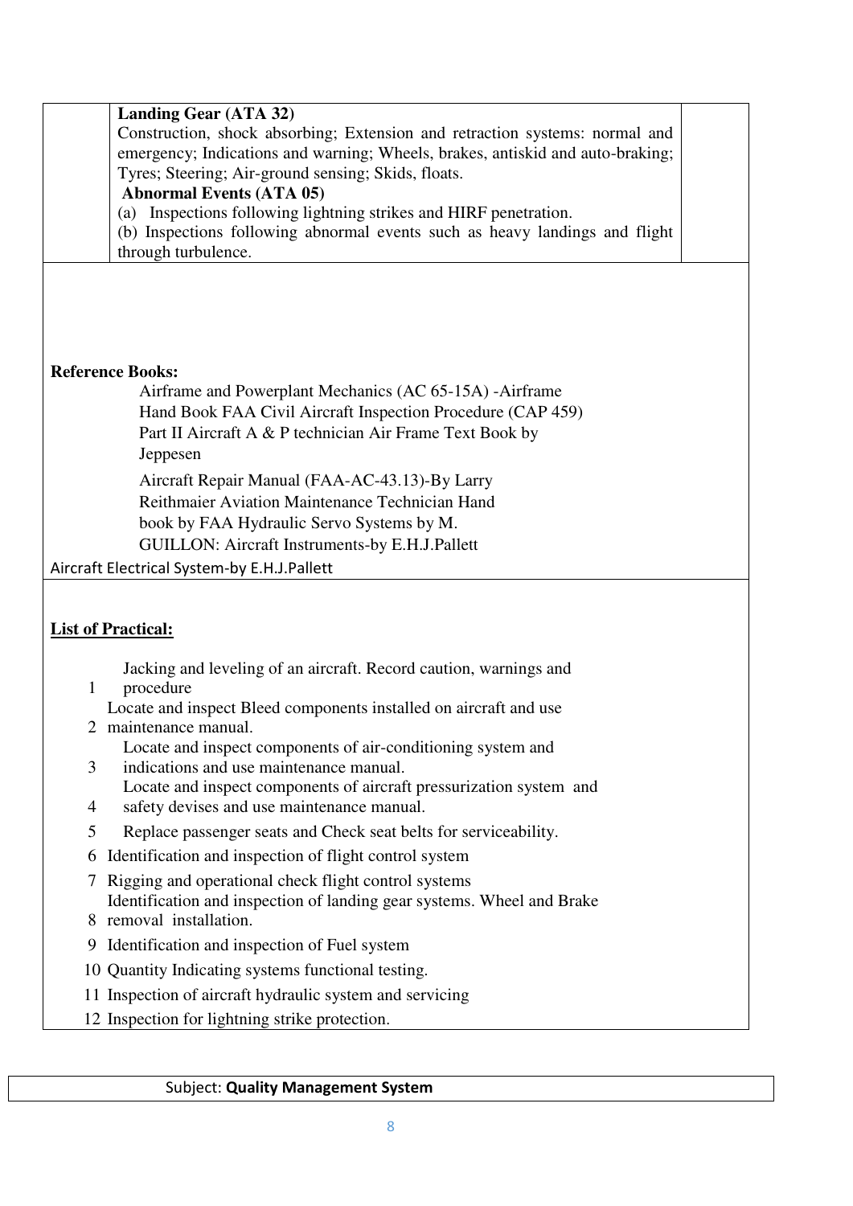**Landing Gear (ATA 32)**

Construction, shock absorbing; Extension and retraction systems: normal and emergency; Indications and warning; Wheels, brakes, antiskid and auto-braking; Tyres; Steering; Air-ground sensing; Skids, floats.

**Abnormal Events (ATA 05)**

(a) Inspections following lightning strikes and HIRF penetration.

(b) Inspections following abnormal events such as heavy landings and flight through turbulence.

**Reference Books:**

Airframe and Powerplant Mechanics (AC 65-15A) -Airframe Hand Book FAA Civil Aircraft Inspection Procedure (CAP 459) Part II Aircraft A & P technician Air Frame Text Book by Jeppesen

Aircraft Repair Manual (FAA-AC-43.13)-By Larry Reithmaier Aviation Maintenance Technician Hand book by FAA Hydraulic Servo Systems by M. GUILLON: Aircraft Instruments-by E.H.J.Pallett

Aircraft Electrical System-by E.H.J.Pallett

**List of Practical:**

1. Jacking and leveling of an aircraft. Record caution, warnings and procedure
2. Locate and inspect Bleed components installed on aircraft and use maintenance manual.
3. Locate and inspect components of air-conditioning system and indications and use maintenance manual.
4. Locate and inspect components of aircraft pressurization system and safety devises and use maintenance manual.
5. Replace passenger seats and Check seat belts for serviceability.
6. Identification and inspection of flight control system
7. Rigging and operational check flight control systems
8. Identification and inspection of landing gear systems. Wheel and Brake removal installation.
9. Identification and inspection of Fuel system
10. Quantity Indicating systems functional testing.
11. Inspection of aircraft hydraulic system and servicing
12. Inspection for lightning strike protection.

Subject: **Quality Management System**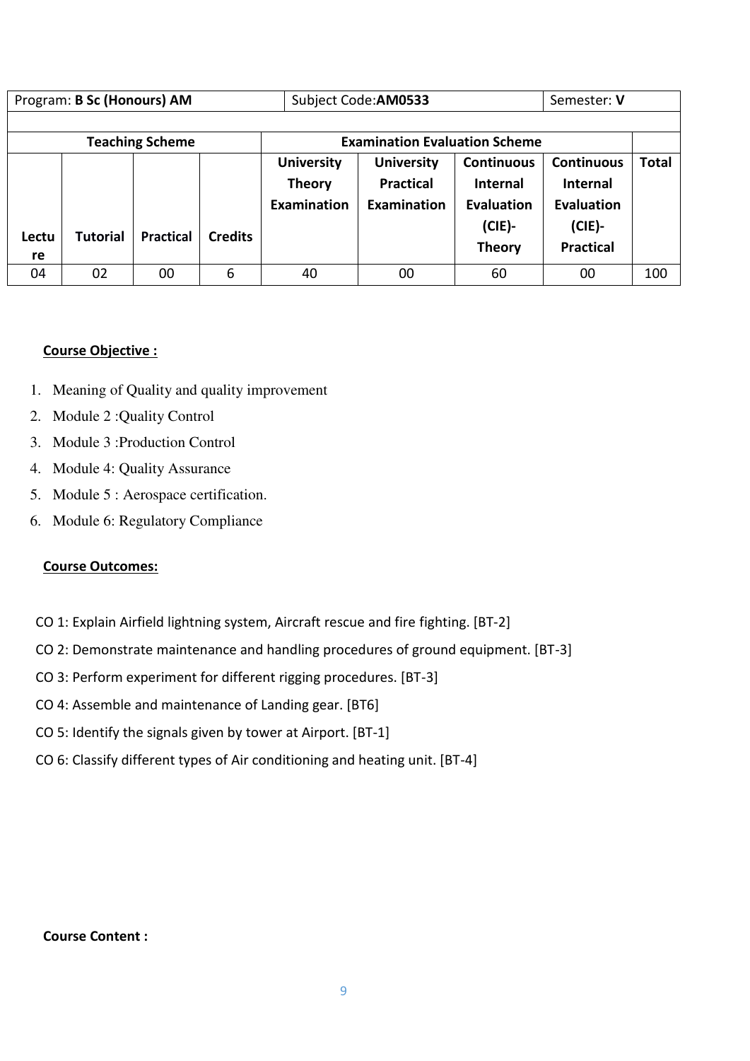| Program: **B Sc (Honours) AM** | | | | Subject Code:**AM0533** | | | Semester: **V** | |
|---|---|---|---|---|---|---|---|---|
| | | | | | | | | |
| **Teaching Scheme** | | | | **Examination Evaluation Scheme** | | | | |
| **Lecture** | **Tutorial** | **Practical** | **Credits** | **University Theory Examination** | **University Practical Examination** | **Continuous Internal Evaluation (CIE)- Theory** | **Continuous Internal Evaluation (CIE)- Practical** | **Total** |
| 04 | 02 | 00 | 6 | 40 | 00 | 60 | 00 | 100 |

**Course Objective :**

1. Meaning of Quality and quality improvement
2. Module 2 :Quality Control
3. Module 3 :Production Control
4. Module 4: Quality Assurance
5. Module 5 : Aerospace certification.
6. Module 6: Regulatory Compliance

**Course Outcomes:**

CO 1: Explain Airfield lightning system, Aircraft rescue and fire fighting. [BT-2]

CO 2: Demonstrate maintenance and handling procedures of ground equipment. [BT-3]

CO 3: Perform experiment for different rigging procedures. [BT-3]

CO 4: Assemble and maintenance of Landing gear. [BT6]

CO 5: Identify the signals given by tower at Airport. [BT-1]

CO 6: Classify different types of Air conditioning and heating unit. [BT-4]

**Course Content :**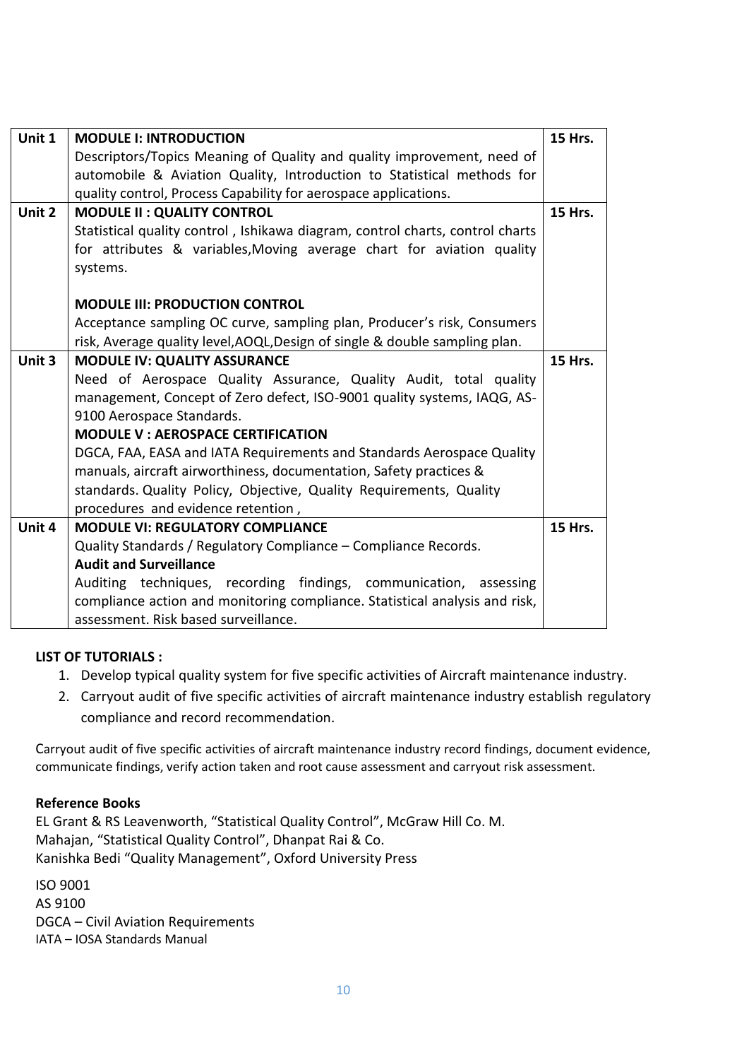| Unit | Content | Hours |
|---|---|---|
| Unit 1 | **MODULE I: INTRODUCTION**<br>Descriptors/Topics Meaning of Quality and quality improvement, need of automobile & Aviation Quality, Introduction to Statistical methods for quality control, Process Capability for aerospace applications. | 15 Hrs. |
| Unit 2 | **MODULE II : QUALITY CONTROL**<br>Statistical quality control , Ishikawa diagram, control charts, control charts for attributes & variables,Moving average chart for aviation quality systems.<br><br>**MODULE III: PRODUCTION CONTROL**<br>Acceptance sampling OC curve, sampling plan, Producer's risk, Consumers risk, Average quality level,AOQL,Design of single & double sampling plan. | 15 Hrs. |
| Unit 3 | **MODULE IV: QUALITY ASSURANCE**<br>Need of Aerospace Quality Assurance, Quality Audit, total quality management, Concept of Zero defect, ISO-9001 quality systems, IAQG, AS-9100 Aerospace Standards.<br>**MODULE V : AEROSPACE CERTIFICATION**<br>DGCA, FAA, EASA and IATA Requirements and Standards Aerospace Quality manuals, aircraft airworthiness, documentation, Safety practices & standards. Quality Policy, Objective, Quality Requirements, Quality procedures and evidence retention , | 15 Hrs. |
| Unit 4 | **MODULE VI: REGULATORY COMPLIANCE**<br>Quality Standards / Regulatory Compliance – Compliance Records.<br>**Audit and Surveillance**<br>Auditing techniques, recording findings, communication, assessing compliance action and monitoring compliance. Statistical analysis and risk, assessment. Risk based surveillance. | 15 Hrs. |

**LIST OF TUTORIALS :**

1. Develop typical quality system for five specific activities of Aircraft maintenance industry.
2. Carryout audit of five specific activities of aircraft maintenance industry establish regulatory compliance and record recommendation.

Carryout audit of five specific activities of aircraft maintenance industry record findings, document evidence, communicate findings, verify action taken and root cause assessment and carryout risk assessment.

**Reference Books**

EL Grant & RS Leavenworth, "Statistical Quality Control", McGraw Hill Co. M.
Mahajan, "Statistical Quality Control", Dhanpat Rai & Co.
Kanishka Bedi "Quality Management", Oxford University Press

ISO 9001
AS 9100
DGCA – Civil Aviation Requirements
IATA – IOSA Standards Manual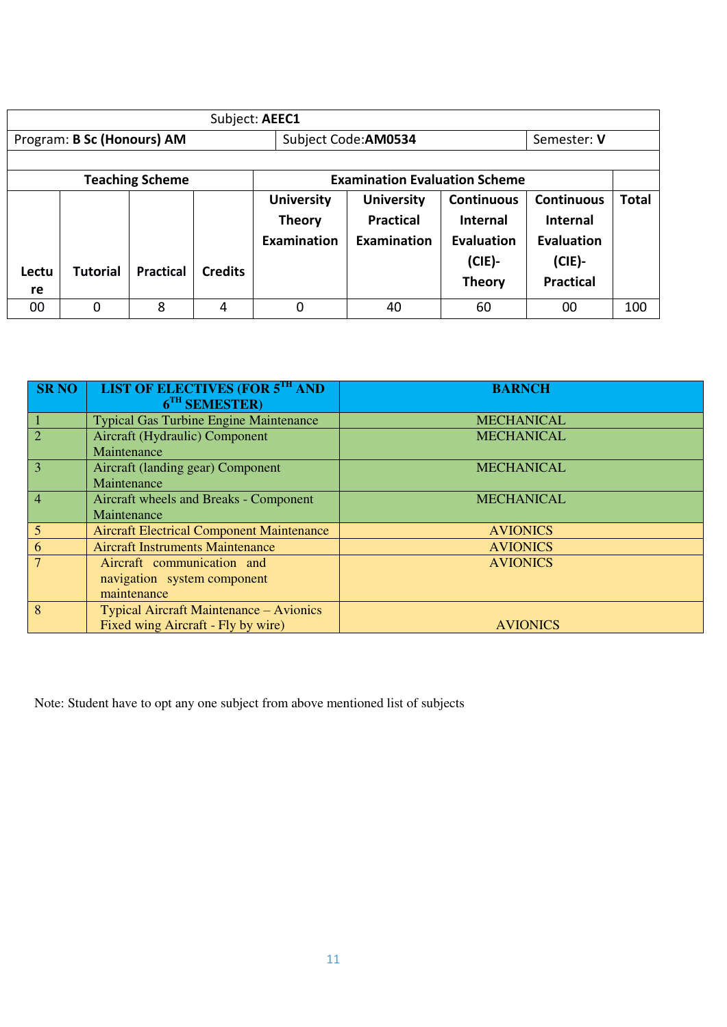| Subject: **AEEC1** | | | | | | | | |
|---|---|---|---|---|---|---|---|---|
| Program: **B Sc (Honours) AM** | | | | Subject Code:**AM0534** | | | Semester: **V** | |
| | | | | | | | | |
| **Teaching Scheme** | | | | **Examination Evaluation Scheme** | | | | |
| **Lecture** | **Tutorial** | **Practical** | **Credits** | **University Theory Examination** | **University Practical Examination** | **Continuous Internal Evaluation (CIE)- Theory** | **Continuous Internal Evaluation (CIE)- Practical** | **Total** |
| 00 | 0 | 8 | 4 | 0 | 40 | 60 | 00 | 100 |

| SR NO | LIST OF ELECTIVES (FOR 5TH AND 6TH SEMESTER) | BARNCH |
|---|---|---|
| 1 | Typical Gas Turbine Engine Maintenance | MECHANICAL |
| 2 | Aircraft (Hydraulic) Component Maintenance | MECHANICAL |
| 3 | Aircraft (landing gear) Component Maintenance | MECHANICAL |
| 4 | Aircraft wheels and Breaks - Component Maintenance | MECHANICAL |
| 5 | Aircraft Electrical Component Maintenance | AVIONICS |
| 6 | Aircraft Instruments Maintenance | AVIONICS |
| 7 | Aircraft communication and navigation system component maintenance | AVIONICS |
| 8 | Typical Aircraft Maintenance – Avionics Fixed wing Aircraft - Fly by wire) | AVIONICS |

Note: Student have to opt any one subject from above mentioned list of subjects